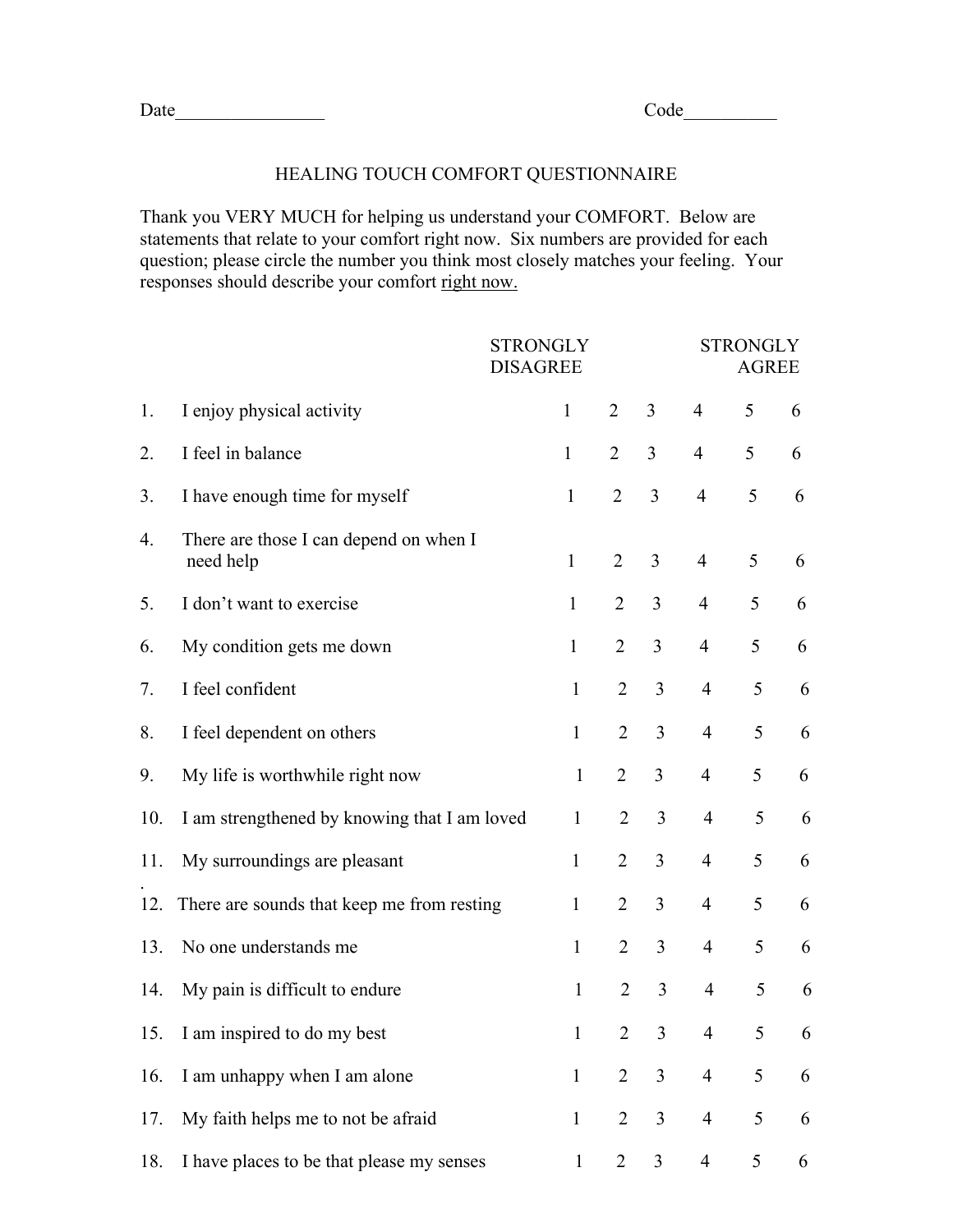Date________________ Code__________

# HEALING TOUCH COMFORT QUESTIONNAIRE

Thank you VERY MUCH for helping us understand your COMFORT. Below are statements that relate to your comfort right now. Six numbers are provided for each question; please circle the number you think most closely matches your feeling. Your responses should describe your comfort <u>right now.</u>

| | | STRONGLY DISAGREE | | | | | STRONGLY AGREE |
|---|---|---|---|---|---|---|---|
| 1. | I enjoy physical activity | 1 | 2 | 3 | 4 | 5 | 6 |
| 2. | I feel in balance | 1 | 2 | 3 | 4 | 5 | 6 |
| 3. | I have enough time for myself | 1 | 2 | 3 | 4 | 5 | 6 |
| 4. | There are those I can depend on when I need help | 1 | 2 | 3 | 4 | 5 | 6 |
| 5. | I don't want to exercise | 1 | 2 | 3 | 4 | 5 | 6 |
| 6. | My condition gets me down | 1 | 2 | 3 | 4 | 5 | 6 |
| 7. | I feel confident | 1 | 2 | 3 | 4 | 5 | 6 |
| 8. | I feel dependent on others | 1 | 2 | 3 | 4 | 5 | 6 |
| 9. | My life is worthwhile right now | 1 | 2 | 3 | 4 | 5 | 6 |
| 10. | I am strengthened by knowing that I am loved | 1 | 2 | 3 | 4 | 5 | 6 |
| 11. | My surroundings are pleasant | 1 | 2 | 3 | 4 | 5 | 6 |
| 12. | There are sounds that keep me from resting | 1 | 2 | 3 | 4 | 5 | 6 |
| 13. | No one understands me | 1 | 2 | 3 | 4 | 5 | 6 |
| 14. | My pain is difficult to endure | 1 | 2 | 3 | 4 | 5 | 6 |
| 15. | I am inspired to do my best | 1 | 2 | 3 | 4 | 5 | 6 |
| 16. | I am unhappy when I am alone | 1 | 2 | 3 | 4 | 5 | 6 |
| 17. | My faith helps me to not be afraid | 1 | 2 | 3 | 4 | 5 | 6 |
| 18. | I have places to be that please my senses | 1 | 2 | 3 | 4 | 5 | 6 |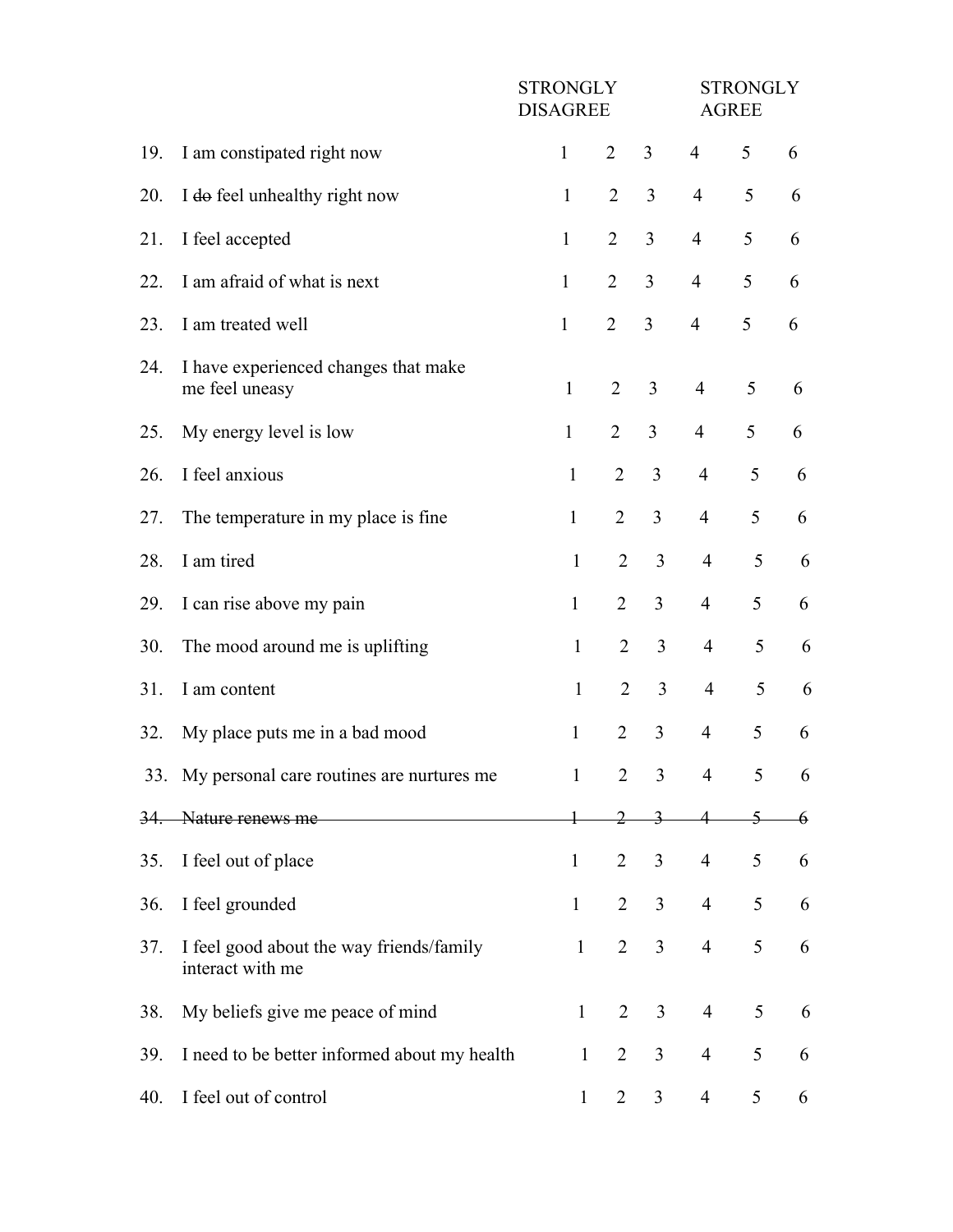| | | STRONGLY DISAGREE | | | | | STRONGLY AGREE |
|---|---|---|---|---|---|---|---|
| 19. | I am constipated right now | 1 | 2 | 3 | 4 | 5 | 6 |
| 20. | I ~~do~~ feel unhealthy right now | 1 | 2 | 3 | 4 | 5 | 6 |
| 21. | I feel accepted | 1 | 2 | 3 | 4 | 5 | 6 |
| 22. | I am afraid of what is next | 1 | 2 | 3 | 4 | 5 | 6 |
| 23. | I am treated well | 1 | 2 | 3 | 4 | 5 | 6 |
| 24. | I have experienced changes that make me feel uneasy | 1 | 2 | 3 | 4 | 5 | 6 |
| 25. | My energy level is low | 1 | 2 | 3 | 4 | 5 | 6 |
| 26. | I feel anxious | 1 | 2 | 3 | 4 | 5 | 6 |
| 27. | The temperature in my place is fine | 1 | 2 | 3 | 4 | 5 | 6 |
| 28. | I am tired | 1 | 2 | 3 | 4 | 5 | 6 |
| 29. | I can rise above my pain | 1 | 2 | 3 | 4 | 5 | 6 |
| 30. | The mood around me is uplifting | 1 | 2 | 3 | 4 | 5 | 6 |
| 31. | I am content | 1 | 2 | 3 | 4 | 5 | 6 |
| 32. | My place puts me in a bad mood | 1 | 2 | 3 | 4 | 5 | 6 |
| 33. | My personal care routines are nurtures me | 1 | 2 | 3 | 4 | 5 | 6 |
| ~~34.~~ | ~~Nature renews me~~ | ~~1~~ | ~~2~~ | ~~3~~ | ~~4~~ | ~~5~~ | ~~6~~ |
| 35. | I feel out of place | 1 | 2 | 3 | 4 | 5 | 6 |
| 36. | I feel grounded | 1 | 2 | 3 | 4 | 5 | 6 |
| 37. | I feel good about the way friends/family interact with me | 1 | 2 | 3 | 4 | 5 | 6 |
| 38. | My beliefs give me peace of mind | 1 | 2 | 3 | 4 | 5 | 6 |
| 39. | I need to be better informed about my health | 1 | 2 | 3 | 4 | 5 | 6 |
| 40. | I feel out of control | 1 | 2 | 3 | 4 | 5 | 6 |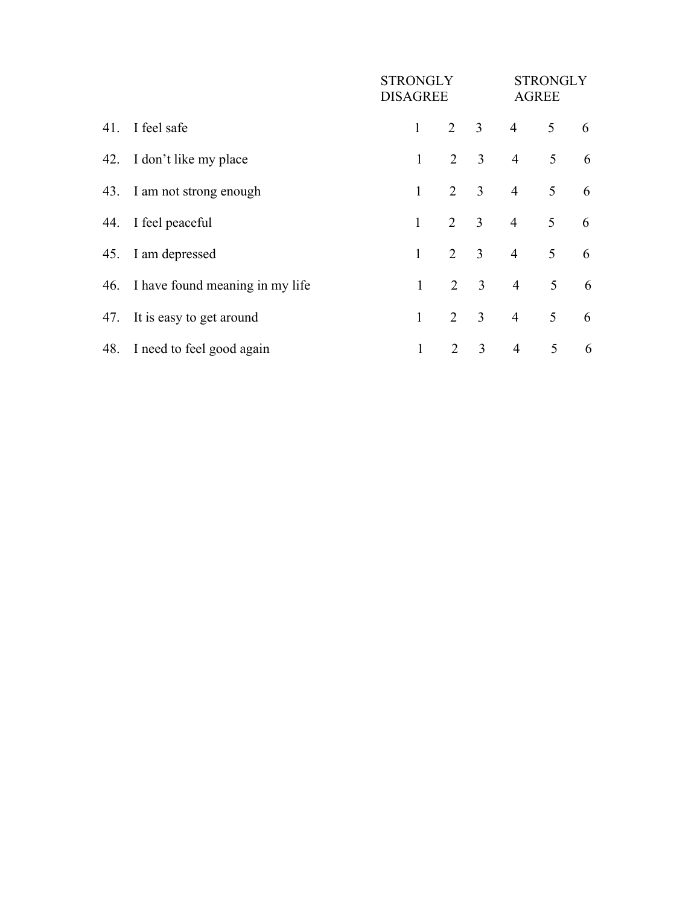| | | STRONGLY DISAGREE | | | STRONGLY AGREE | | |
|---|---|---|---|---|---|---|---|
| 41. | I feel safe | 1 | 2 | 3 | 4 | 5 | 6 |
| 42. | I don't like my place | 1 | 2 | 3 | 4 | 5 | 6 |
| 43. | I am not strong enough | 1 | 2 | 3 | 4 | 5 | 6 |
| 44. | I feel peaceful | 1 | 2 | 3 | 4 | 5 | 6 |
| 45. | I am depressed | 1 | 2 | 3 | 4 | 5 | 6 |
| 46. | I have found meaning in my life | 1 | 2 | 3 | 4 | 5 | 6 |
| 47. | It is easy to get around | 1 | 2 | 3 | 4 | 5 | 6 |
| 48. | I need to feel good again | 1 | 2 | 3 | 4 | 5 | 6 |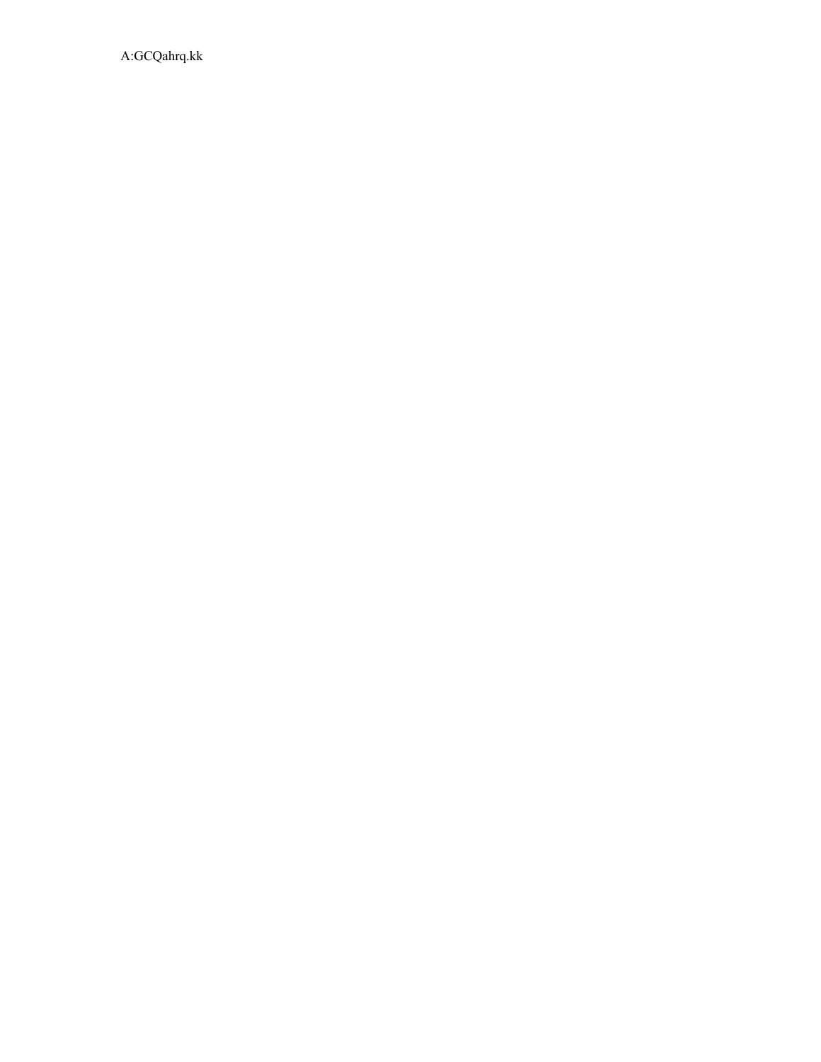A:GCQahrq.kk